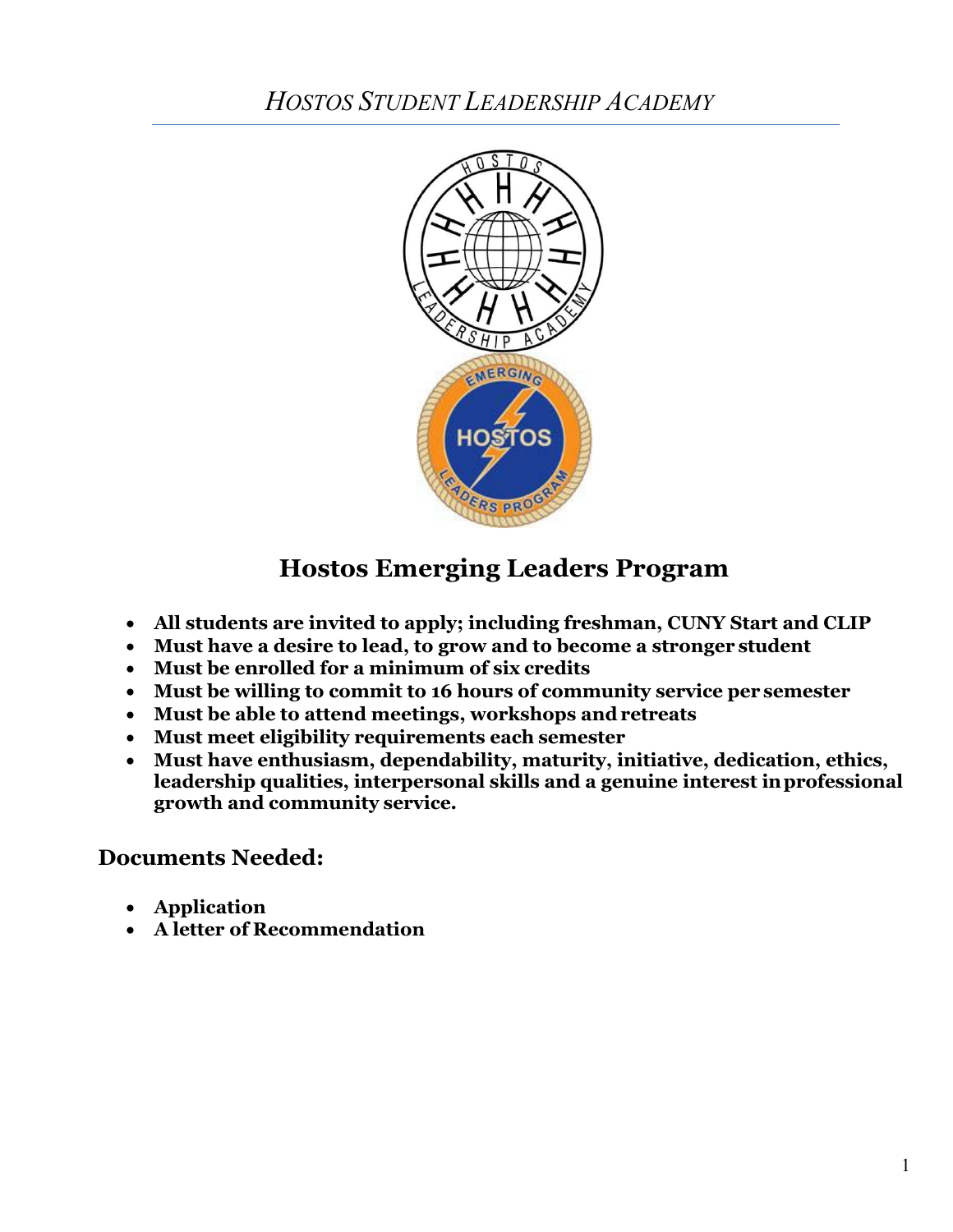# *HOSTOS STUDENT LEADERSHIP ACADEMY*

## Hostos Emerging Leaders Program

- **All students are invited to apply; including freshman, CUNY Start and CLIP**
- **Must have a desire to lead, to grow and to become a stronger student**
- **Must be enrolled for a minimum of six credits**
- **Must be willing to commit to 16 hours of community service per semester**
- **Must be able to attend meetings, workshops and retreats**
- **Must meet eligibility requirements each semester**
- **Must have enthusiasm, dependability, maturity, initiative, dedication, ethics, leadership qualities, interpersonal skills and a genuine interest in professional growth and community service.**

### Documents Needed:

- **Application**
- **A letter of Recommendation**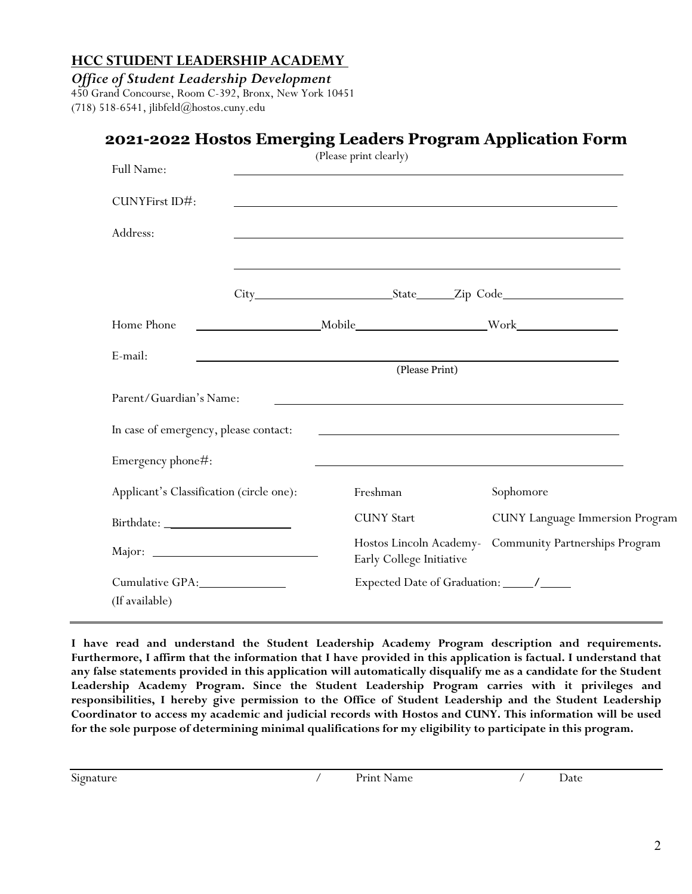**HCC STUDENT LEADERSHIP ACADEMY**

***Office of Student Leadership Development***

450 Grand Concourse, Room C-392, Bronx, New York 10451
(718) 518-6541, jlibfeld@hostos.cuny.edu

## 2021-2022 Hostos Emerging Leaders Program Application Form

(Please print clearly)

Full Name: ______________________________________________

CUNYFirst ID#: ______________________________________________

Address: ______________________________________________

______________________________________________

City______________________ State______ Zip Code____________________

Home Phone ____________________ Mobile____________________ Work________________

E-mail: ______________________________________________
(Please Print)

Parent/Guardian's Name: ______________________________________________

In case of emergency, please contact: ______________________________________________

Emergency phone#: ______________________________________________

Applicant's Classification (circle one): Freshman Sophomore

Birthdate: ____________________ CUNY Start CUNY Language Immersion Program

Major: __________________________ Hostos Lincoln Academy- Early College Initiative Community Partnerships Program

Cumulative GPA:______________ (If available) Expected Date of Graduation: _____/_____

---

**I have read and understand the Student Leadership Academy Program description and requirements. Furthermore, I affirm that the information that I have provided in this application is factual. I understand that any false statements provided in this application will automatically disqualify me as a candidate for the Student Leadership Academy Program. Since the Student Leadership Program carries with it privileges and responsibilities, I hereby give permission to the Office of Student Leadership and the Student Leadership Coordinator to access my academic and judicial records with Hostos and CUNY. This information will be used for the sole purpose of determining minimal qualifications for my eligibility to participate in this program.**

______________________________________________

Signature / Print Name / Date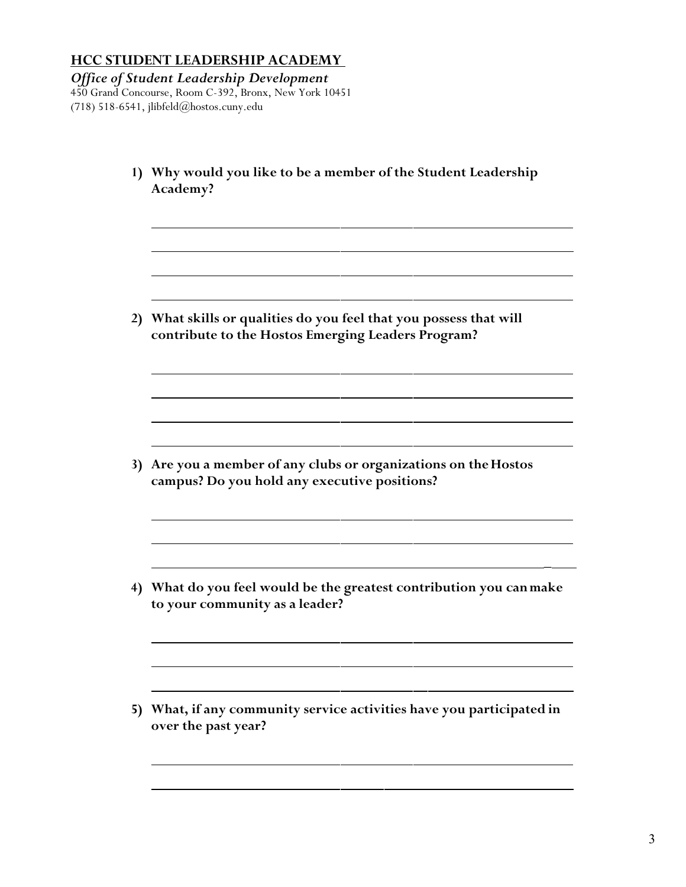## HCC STUDENT LEADERSHIP ACADEMY

*Office of Student Leadership Development*
450 Grand Concourse, Room C-392, Bronx, New York 10451
(718) 518-6541, jlibfeld@hostos.cuny.edu

1) **Why would you like to be a member of the Student Leadership Academy?**

______________________________________________________________

______________________________________________________________

______________________________________________________________

______________________________________________________________

2) **What skills or qualities do you feel that you possess that will contribute to the Hostos Emerging Leaders Program?**

______________________________________________________________

______________________________________________________________

______________________________________________________________

______________________________________________________________

3) **Are you a member of any clubs or organizations on the Hostos campus? Do you hold any executive positions?**

______________________________________________________________

______________________________________________________________

______________________________________________________________

4) **What do you feel would be the greatest contribution you can make to your community as a leader?**

______________________________________________________________

______________________________________________________________

______________________________________________________________

5) **What, if any community service activities have you participated in over the past year?**

______________________________________________________________

______________________________________________________________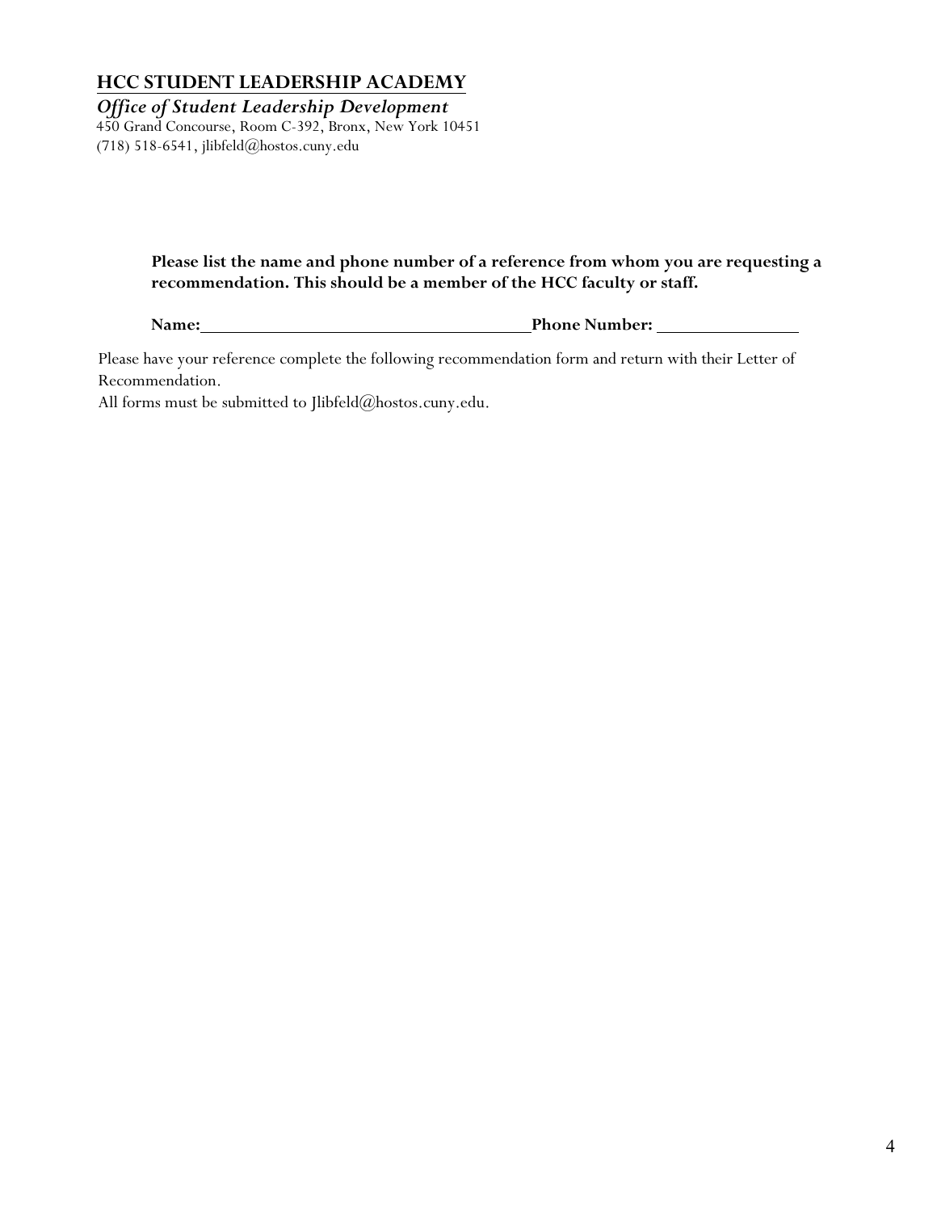## HCC STUDENT LEADERSHIP ACADEMY

***Office of Student Leadership Development***

450 Grand Concourse, Room C-392, Bronx, New York 10451
(718) 518-6541, jlibfeld@hostos.cuny.edu

**Please list the name and phone number of a reference from whom you are requesting a recommendation. This should be a member of the HCC faculty or staff.**

**Name:**_____________________________________**Phone Number:** _______________

Please have your reference complete the following recommendation form and return with their Letter of Recommendation.

All forms must be submitted to Jlibfeld@hostos.cuny.edu.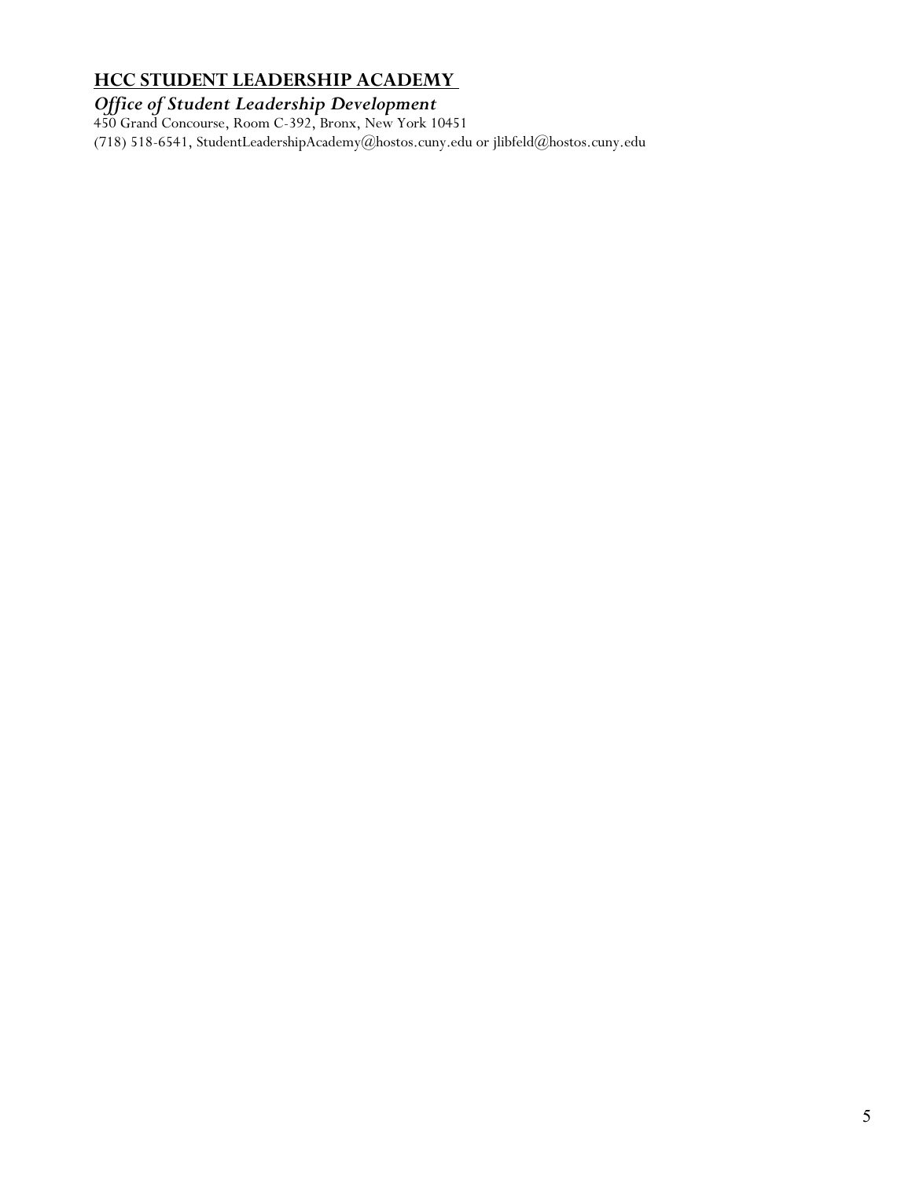## HCC STUDENT LEADERSHIP ACADEMY

### *Office of Student Leadership Development*

450 Grand Concourse, Room C-392, Bronx, New York 10451
(718) 518-6541, StudentLeadershipAcademy@hostos.cuny.edu or jlibfeld@hostos.cuny.edu